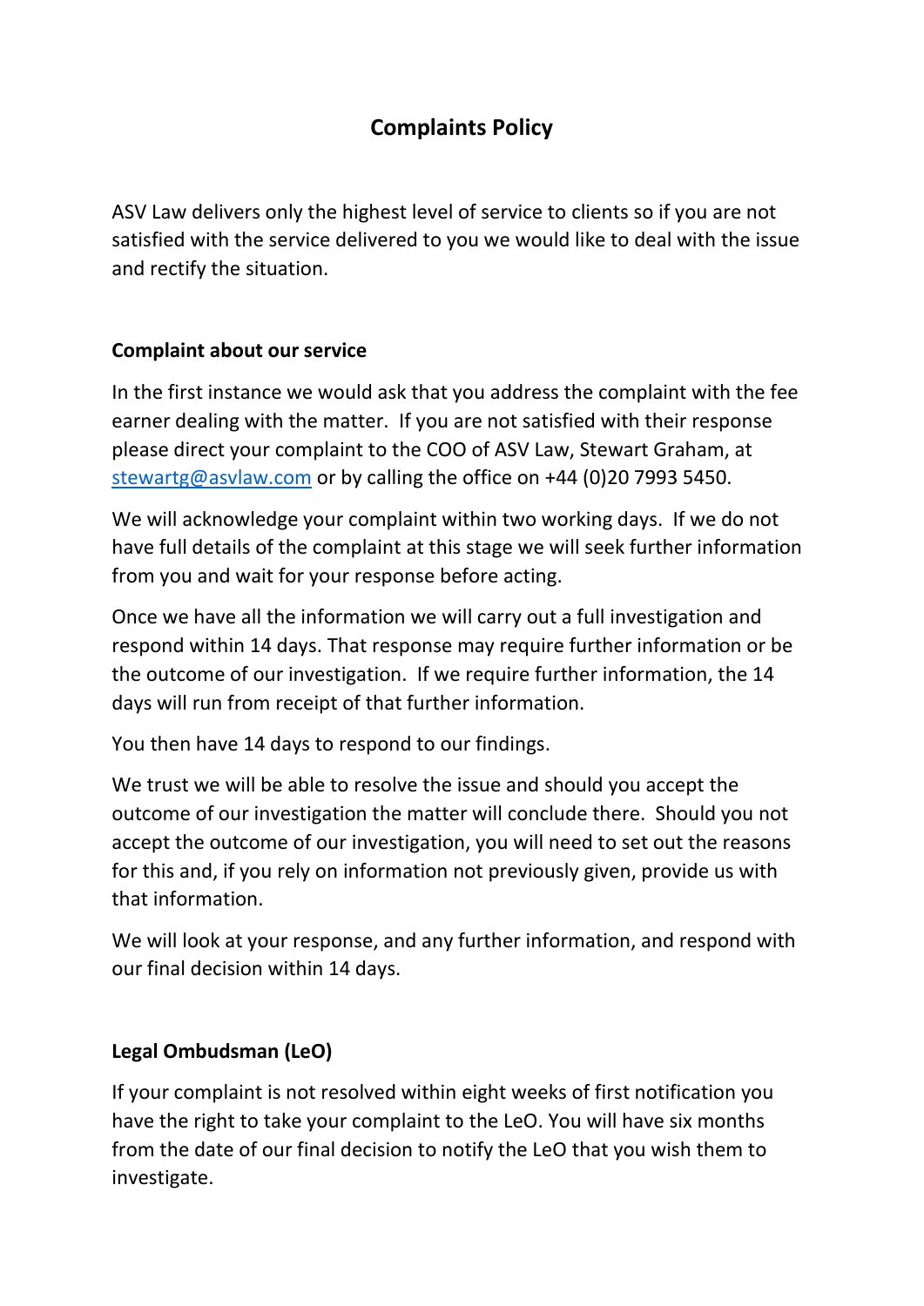# Complaints Policy

ASV Law delivers only the highest level of service to clients so if you are not satisfied with the service delivered to you we would like to deal with the issue and rectify the situation.

## Complaint about our service

In the first instance we would ask that you address the complaint with the fee earner dealing with the matter. If you are not satisfied with their response please direct your complaint to the COO of ASV Law, Stewart Graham, at stewartg@asvlaw.com or by calling the office on +44 (0)20 7993 5450.

We will acknowledge your complaint within two working days. If we do not have full details of the complaint at this stage we will seek further information from you and wait for your response before acting.

Once we have all the information we will carry out a full investigation and respond within 14 days. That response may require further information or be the outcome of our investigation. If we require further information, the 14 days will run from receipt of that further information.

You then have 14 days to respond to our findings.

We trust we will be able to resolve the issue and should you accept the outcome of our investigation the matter will conclude there. Should you not accept the outcome of our investigation, you will need to set out the reasons for this and, if you rely on information not previously given, provide us with that information.

We will look at your response, and any further information, and respond with our final decision within 14 days.

## Legal Ombudsman (LeO)

If your complaint is not resolved within eight weeks of first notification you have the right to take your complaint to the LeO. You will have six months from the date of our final decision to notify the LeO that you wish them to investigate.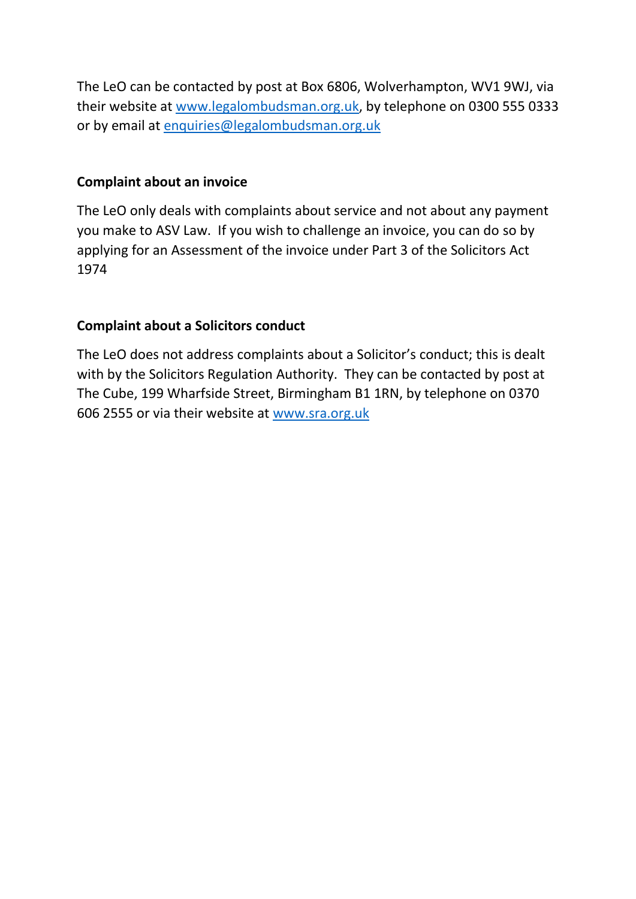The LeO can be contacted by post at Box 6806, Wolverhampton, WV1 9WJ, via their website at [www.legalombudsman.org.uk](http://www.legalombudsman.org.uk), by telephone on 0300 555 0333 or by email at [enquiries@legalombudsman.org.uk](mailto:enquiries@legalombudsman.org.uk)

**Complaint about an invoice**

The LeO only deals with complaints about service and not about any payment you make to ASV Law. If you wish to challenge an invoice, you can do so by applying for an Assessment of the invoice under Part 3 of the Solicitors Act 1974

**Complaint about a Solicitors conduct**

The LeO does not address complaints about a Solicitor's conduct; this is dealt with by the Solicitors Regulation Authority. They can be contacted by post at The Cube, 199 Wharfside Street, Birmingham B1 1RN, by telephone on 0370 606 2555 or via their website at [www.sra.org.uk](http://www.sra.org.uk)